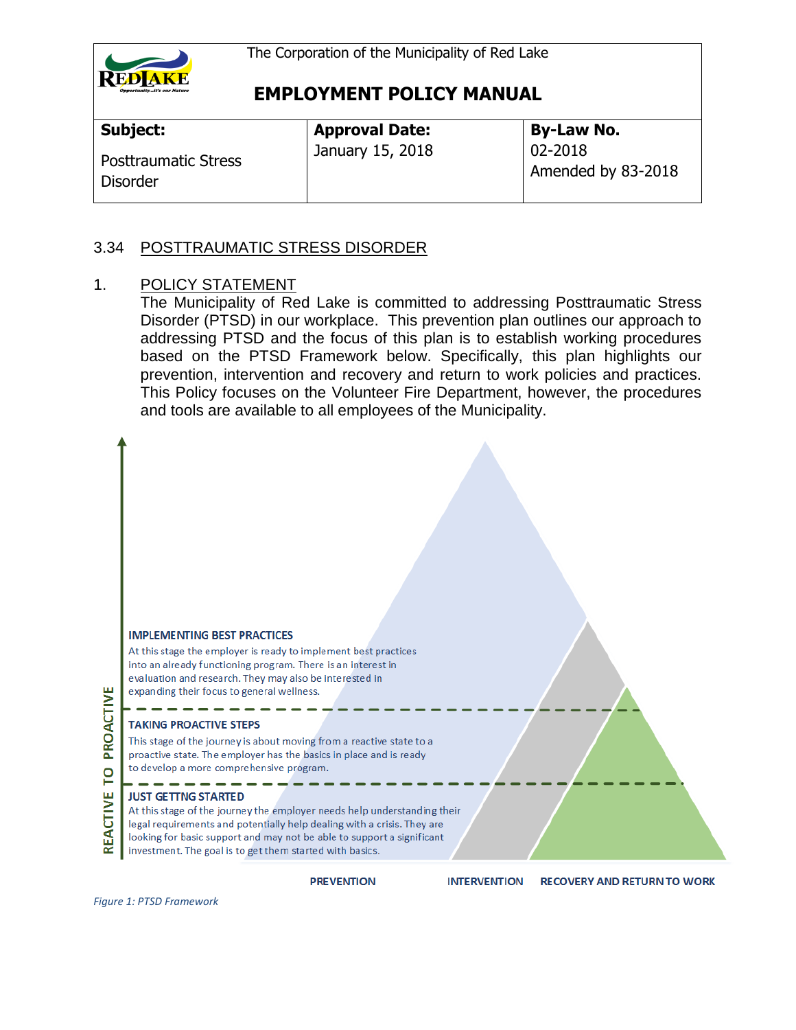The Corporation of the Municipality of Red Lake

# EMPLOYMENT POLICY MANUAL

| Subject: Posttraumatic Stress Disorder | Approval Date: January 15, 2018 | By-Law No. 02-2018 Amended by 83-2018 |
|---|---|---|

## 3.34 POSTTRAUMATIC STRESS DISORDER

### 1. POLICY STATEMENT

The Municipality of Red Lake is committed to addressing Posttraumatic Stress Disorder (PTSD) in our workplace. This prevention plan outlines our approach to addressing PTSD and the focus of this plan is to establish working procedures based on the PTSD Framework below. Specifically, this plan highlights our prevention, intervention and recovery and return to work policies and practices. This Policy focuses on the Volunteer Fire Department, however, the procedures and tools are available to all employees of the Municipality.

REACTIVE TO PROACTIVE

**IMPLEMENTING BEST PRACTICES**
At this stage the employer is ready to implement best practices into an already functioning program. There is an interest in evaluation and research. They may also be interested in expanding their focus to general wellness.

**TAKING PROACTIVE STEPS**
This stage of the journey is about moving from a reactive state to a proactive state. The employer has the basics in place and is ready to develop a more comprehensive program.

**JUST GETTNG STARTED**
At this stage of the journey the employer needs help understanding their legal requirements and potentially help dealing with a crisis. They are looking for basic support and may not be able to support a significant investment. The goal is to get them started with basics.

PREVENTION — INTERVENTION — RECOVERY AND RETURN TO WORK

*Figure 1: PTSD Framework*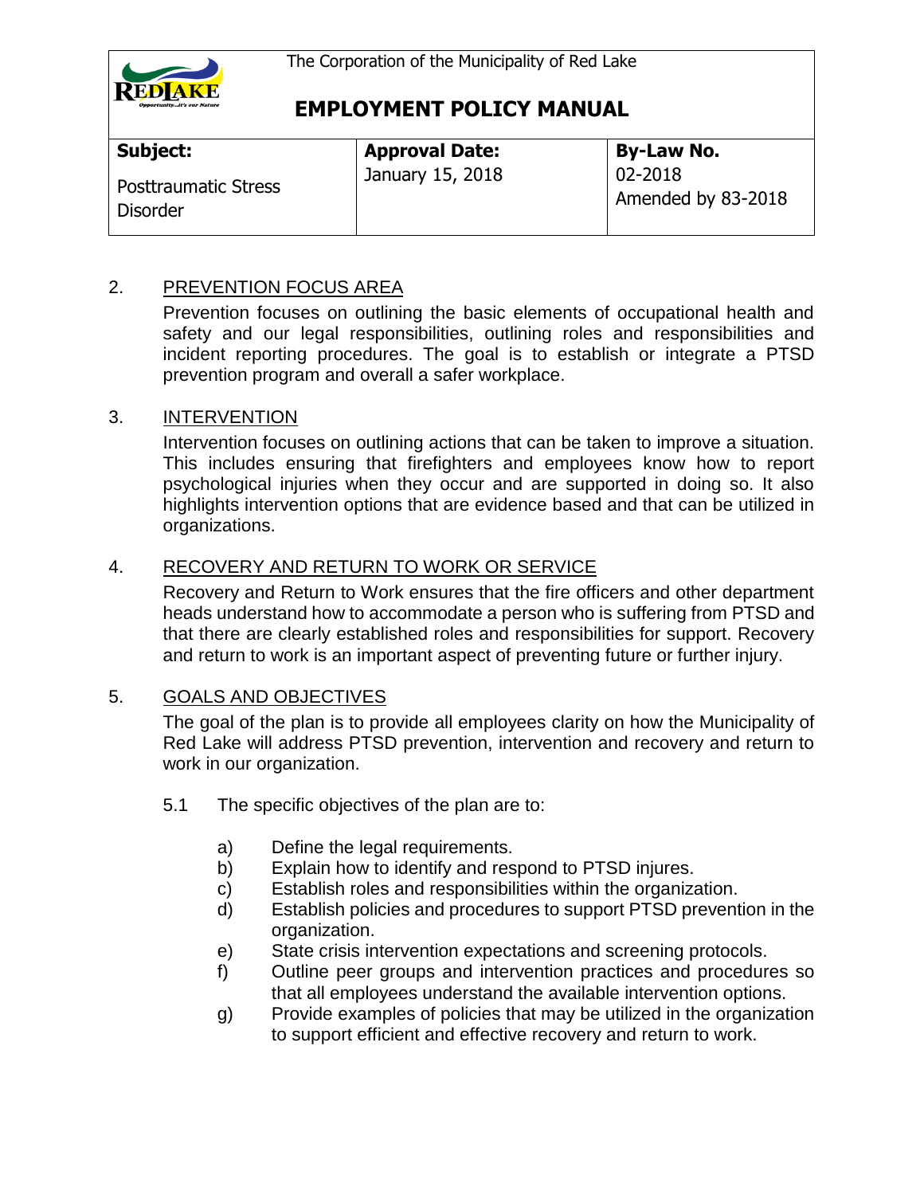## 2. PREVENTION FOCUS AREA

Prevention focuses on outlining the basic elements of occupational health and safety and our legal responsibilities, outlining roles and responsibilities and incident reporting procedures. The goal is to establish or integrate a PTSD prevention program and overall a safer workplace.

## 3. INTERVENTION

Intervention focuses on outlining actions that can be taken to improve a situation. This includes ensuring that firefighters and employees know how to report psychological injuries when they occur and are supported in doing so. It also highlights intervention options that are evidence based and that can be utilized in organizations.

## 4. RECOVERY AND RETURN TO WORK OR SERVICE

Recovery and Return to Work ensures that the fire officers and other department heads understand how to accommodate a person who is suffering from PTSD and that there are clearly established roles and responsibilities for support. Recovery and return to work is an important aspect of preventing future or further injury.

## 5. GOALS AND OBJECTIVES

The goal of the plan is to provide all employees clarity on how the Municipality of Red Lake will address PTSD prevention, intervention and recovery and return to work in our organization.

5.1 The specific objectives of the plan are to:

a) Define the legal requirements.
b) Explain how to identify and respond to PTSD injures.
c) Establish roles and responsibilities within the organization.
d) Establish policies and procedures to support PTSD prevention in the organization.
e) State crisis intervention expectations and screening protocols.
f) Outline peer groups and intervention practices and procedures so that all employees understand the available intervention options.
g) Provide examples of policies that may be utilized in the organization to support efficient and effective recovery and return to work.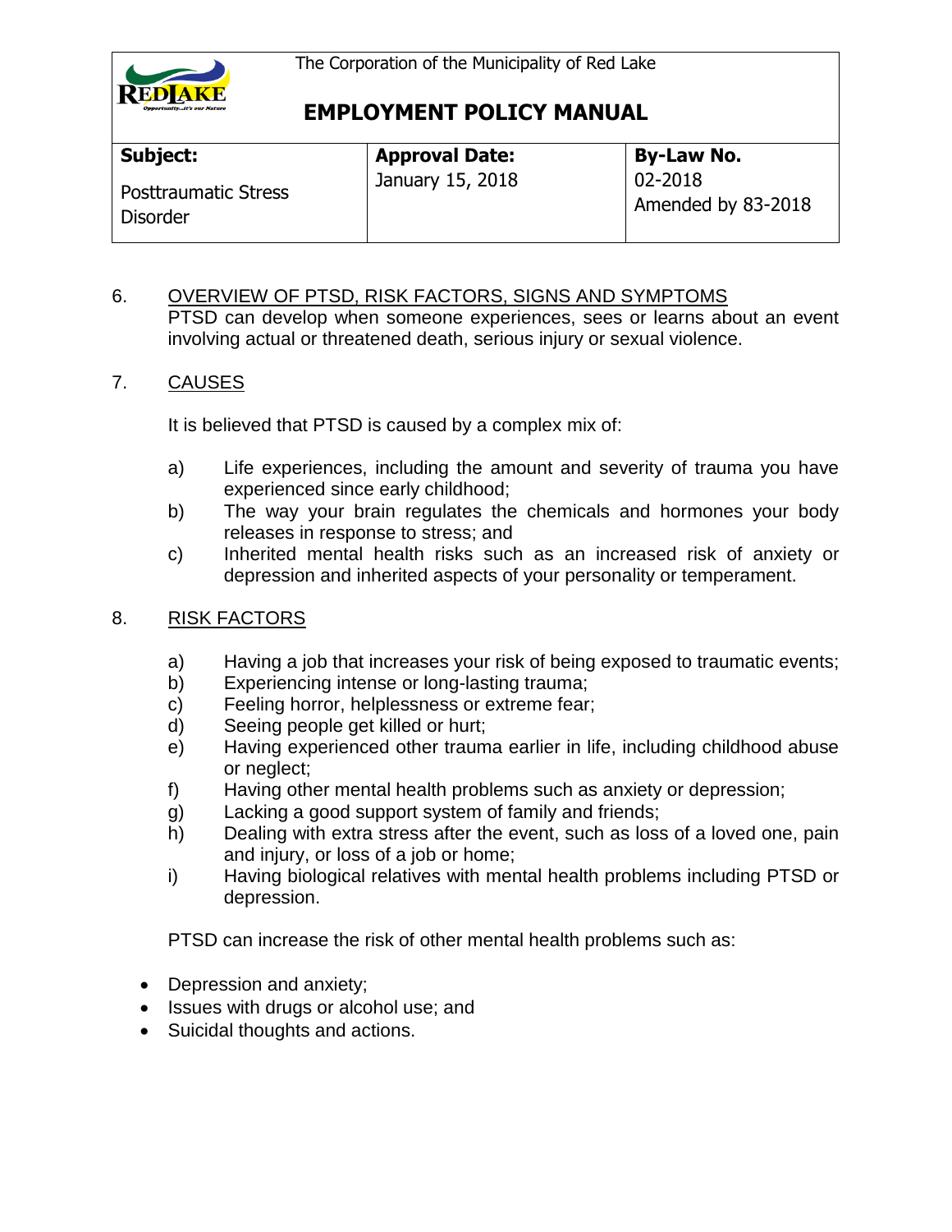## 6. OVERVIEW OF PTSD, RISK FACTORS, SIGNS AND SYMPTOMS

PTSD can develop when someone experiences, sees or learns about an event involving actual or threatened death, serious injury or sexual violence.

## 7. CAUSES

It is believed that PTSD is caused by a complex mix of:

a) Life experiences, including the amount and severity of trauma you have experienced since early childhood;
b) The way your brain regulates the chemicals and hormones your body releases in response to stress; and
c) Inherited mental health risks such as an increased risk of anxiety or depression and inherited aspects of your personality or temperament.

## 8. RISK FACTORS

a) Having a job that increases your risk of being exposed to traumatic events;
b) Experiencing intense or long-lasting trauma;
c) Feeling horror, helplessness or extreme fear;
d) Seeing people get killed or hurt;
e) Having experienced other trauma earlier in life, including childhood abuse or neglect;
f) Having other mental health problems such as anxiety or depression;
g) Lacking a good support system of family and friends;
h) Dealing with extra stress after the event, such as loss of a loved one, pain and injury, or loss of a job or home;
i) Having biological relatives with mental health problems including PTSD or depression.

PTSD can increase the risk of other mental health problems such as:

- Depression and anxiety;
- Issues with drugs or alcohol use; and
- Suicidal thoughts and actions.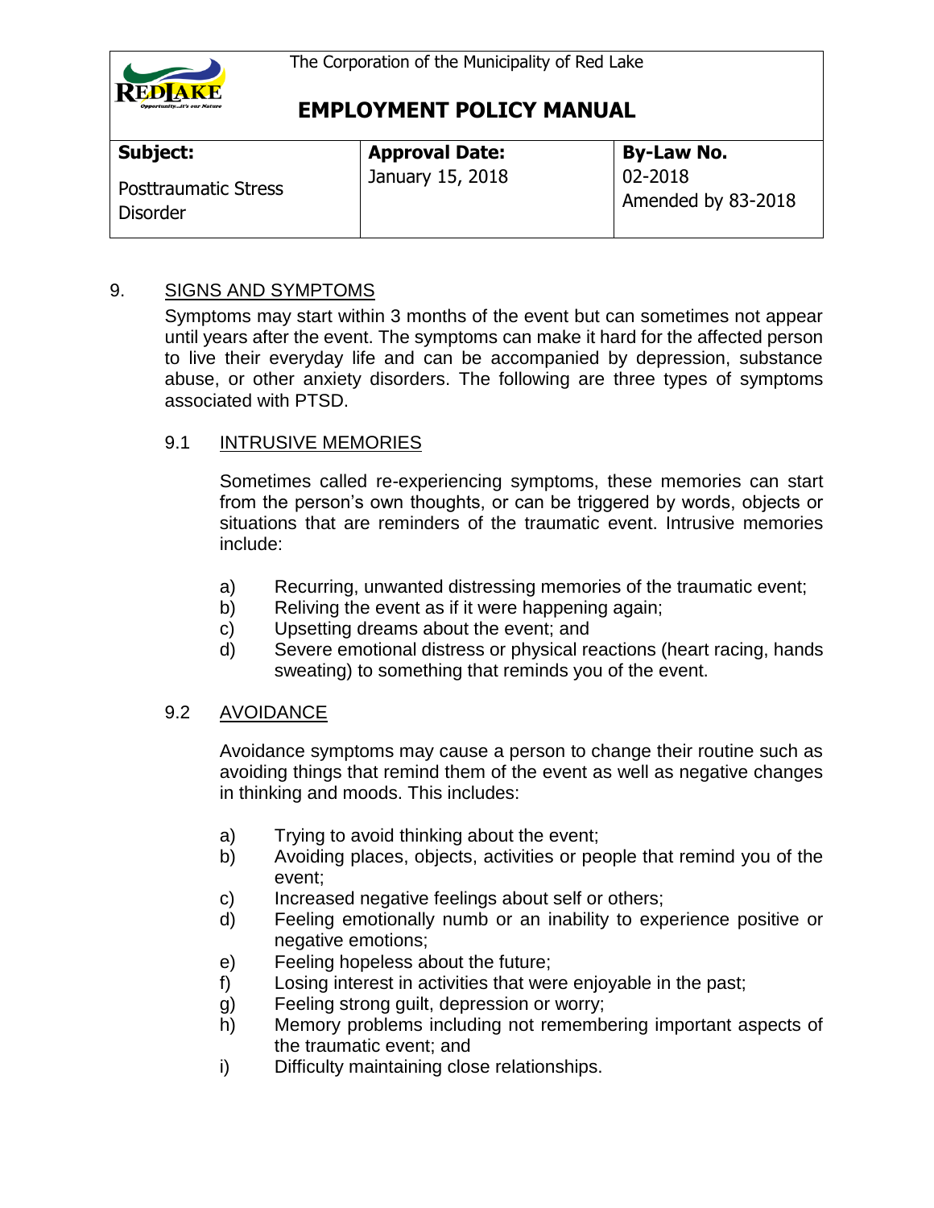## 9. SIGNS AND SYMPTOMS

Symptoms may start within 3 months of the event but can sometimes not appear until years after the event. The symptoms can make it hard for the affected person to live their everyday life and can be accompanied by depression, substance abuse, or other anxiety disorders. The following are three types of symptoms associated with PTSD.

### 9.1 INTRUSIVE MEMORIES

Sometimes called re-experiencing symptoms, these memories can start from the person's own thoughts, or can be triggered by words, objects or situations that are reminders of the traumatic event. Intrusive memories include:

a) Recurring, unwanted distressing memories of the traumatic event;
b) Reliving the event as if it were happening again;
c) Upsetting dreams about the event; and
d) Severe emotional distress or physical reactions (heart racing, hands sweating) to something that reminds you of the event.

### 9.2 AVOIDANCE

Avoidance symptoms may cause a person to change their routine such as avoiding things that remind them of the event as well as negative changes in thinking and moods. This includes:

a) Trying to avoid thinking about the event;
b) Avoiding places, objects, activities or people that remind you of the event;
c) Increased negative feelings about self or others;
d) Feeling emotionally numb or an inability to experience positive or negative emotions;
e) Feeling hopeless about the future;
f) Losing interest in activities that were enjoyable in the past;
g) Feeling strong guilt, depression or worry;
h) Memory problems including not remembering important aspects of the traumatic event; and
i) Difficulty maintaining close relationships.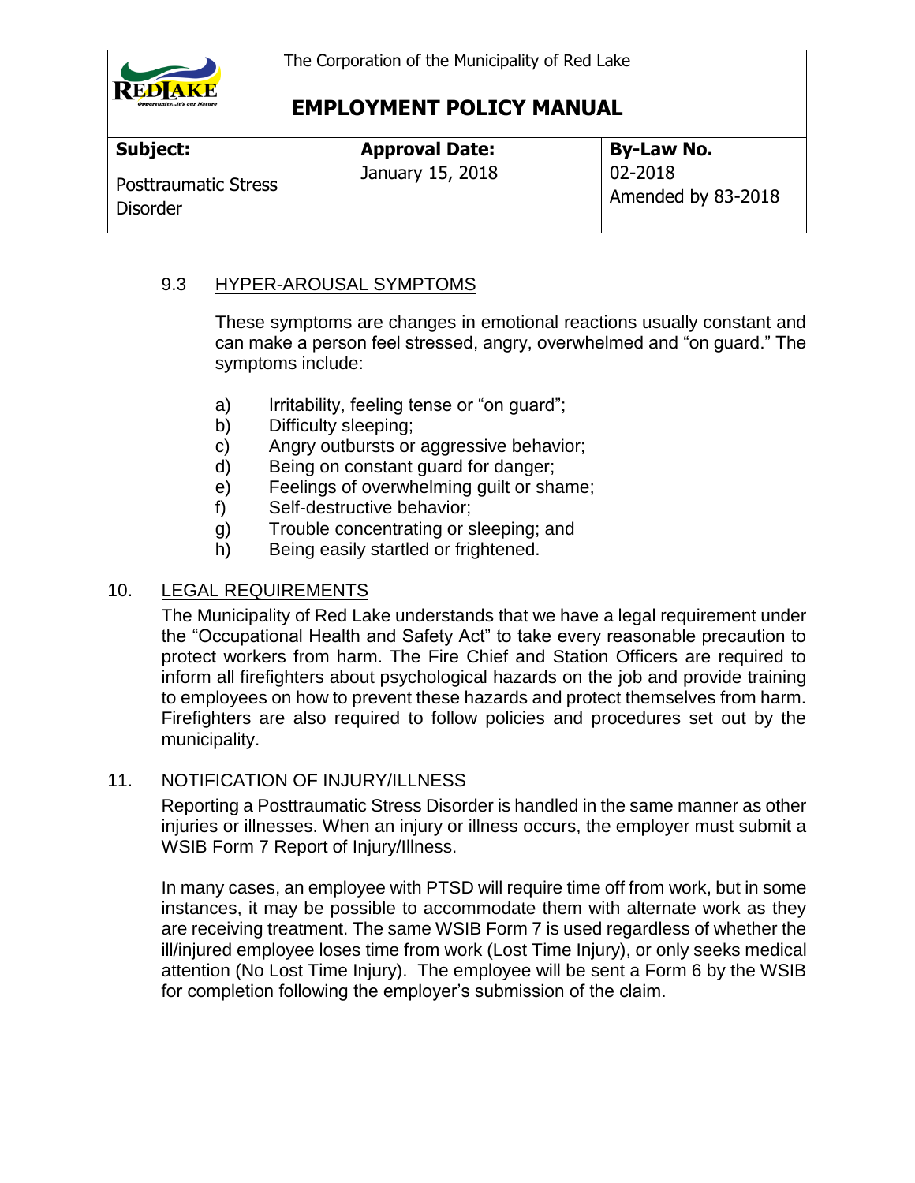### 9.3 HYPER-AROUSAL SYMPTOMS

These symptoms are changes in emotional reactions usually constant and can make a person feel stressed, angry, overwhelmed and "on guard." The symptoms include:

a) Irritability, feeling tense or "on guard";
b) Difficulty sleeping;
c) Angry outbursts or aggressive behavior;
d) Being on constant guard for danger;
e) Feelings of overwhelming guilt or shame;
f) Self-destructive behavior;
g) Trouble concentrating or sleeping; and
h) Being easily startled or frightened.

## 10. LEGAL REQUIREMENTS

The Municipality of Red Lake understands that we have a legal requirement under the "Occupational Health and Safety Act" to take every reasonable precaution to protect workers from harm. The Fire Chief and Station Officers are required to inform all firefighters about psychological hazards on the job and provide training to employees on how to prevent these hazards and protect themselves from harm. Firefighters are also required to follow policies and procedures set out by the municipality.

## 11. NOTIFICATION OF INJURY/ILLNESS

Reporting a Posttraumatic Stress Disorder is handled in the same manner as other injuries or illnesses. When an injury or illness occurs, the employer must submit a WSIB Form 7 Report of Injury/Illness.

In many cases, an employee with PTSD will require time off from work, but in some instances, it may be possible to accommodate them with alternate work as they are receiving treatment. The same WSIB Form 7 is used regardless of whether the ill/injured employee loses time from work (Lost Time Injury), or only seeks medical attention (No Lost Time Injury). The employee will be sent a Form 6 by the WSIB for completion following the employer's submission of the claim.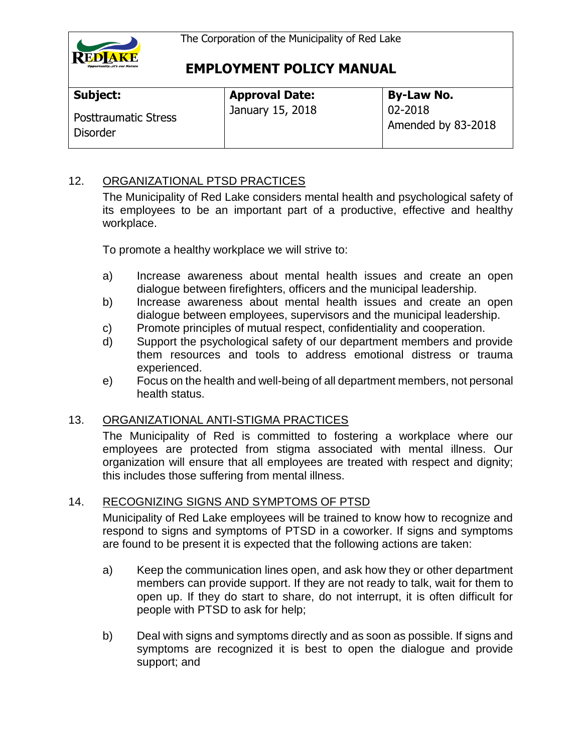| Subject: | Approval Date: | By-Law No. |
|---|---|---|
| Posttraumatic Stress Disorder | January 15, 2018 | 02-2018 Amended by 83-2018 |

## 12. ORGANIZATIONAL PTSD PRACTICES

The Municipality of Red Lake considers mental health and psychological safety of its employees to be an important part of a productive, effective and healthy workplace.

To promote a healthy workplace we will strive to:

a) Increase awareness about mental health issues and create an open dialogue between firefighters, officers and the municipal leadership.
b) Increase awareness about mental health issues and create an open dialogue between employees, supervisors and the municipal leadership.
c) Promote principles of mutual respect, confidentiality and cooperation.
d) Support the psychological safety of our department members and provide them resources and tools to address emotional distress or trauma experienced.
e) Focus on the health and well-being of all department members, not personal health status.

## 13. ORGANIZATIONAL ANTI-STIGMA PRACTICES

The Municipality of Red is committed to fostering a workplace where our employees are protected from stigma associated with mental illness. Our organization will ensure that all employees are treated with respect and dignity; this includes those suffering from mental illness.

## 14. RECOGNIZING SIGNS AND SYMPTOMS OF PTSD

Municipality of Red Lake employees will be trained to know how to recognize and respond to signs and symptoms of PTSD in a coworker. If signs and symptoms are found to be present it is expected that the following actions are taken:

a) Keep the communication lines open, and ask how they or other department members can provide support. If they are not ready to talk, wait for them to open up. If they do start to share, do not interrupt, it is often difficult for people with PTSD to ask for help;

b) Deal with signs and symptoms directly and as soon as possible. If signs and symptoms are recognized it is best to open the dialogue and provide support; and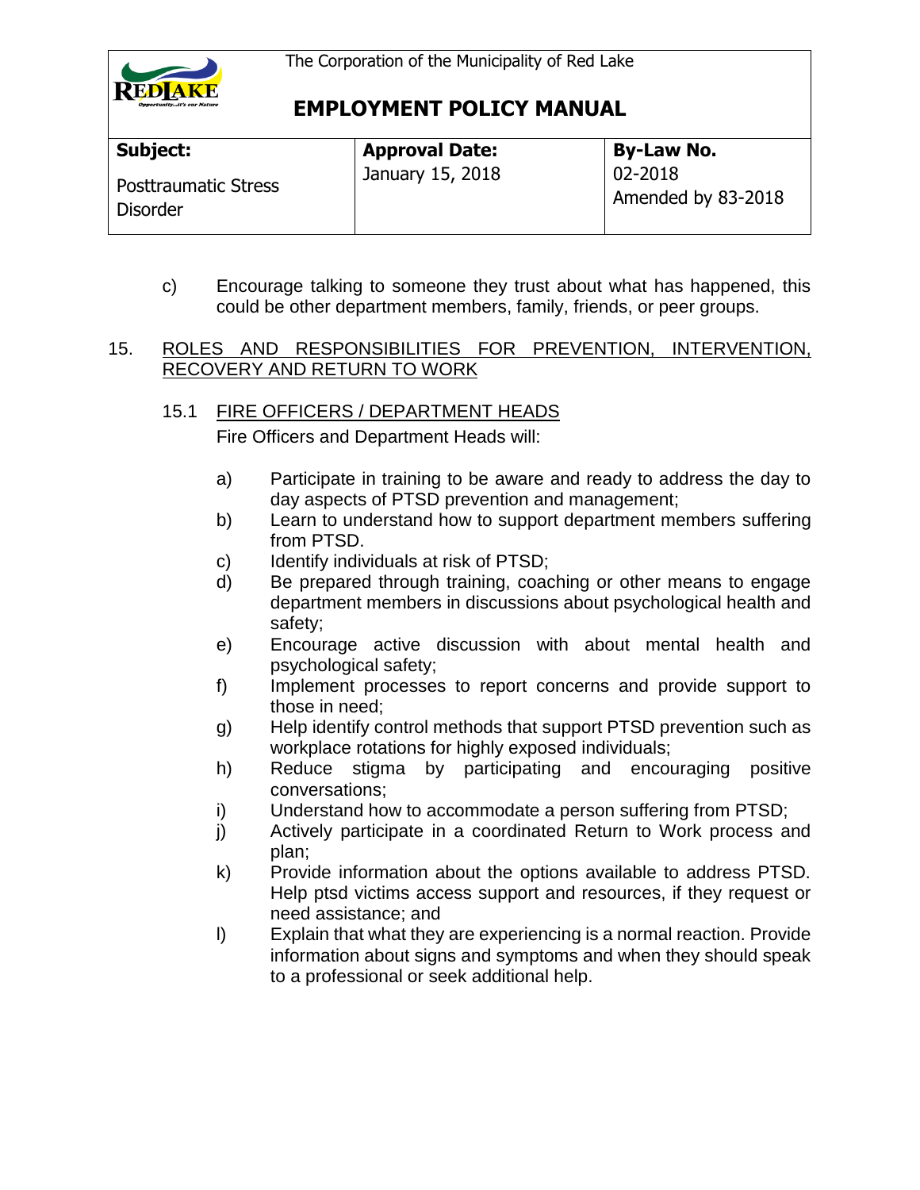c) Encourage talking to someone they trust about what has happened, this could be other department members, family, friends, or peer groups.

## 15. ROLES AND RESPONSIBILITIES FOR PREVENTION, INTERVENTION, RECOVERY AND RETURN TO WORK

### 15.1 FIRE OFFICERS / DEPARTMENT HEADS

Fire Officers and Department Heads will:

a) Participate in training to be aware and ready to address the day to day aspects of PTSD prevention and management;

b) Learn to understand how to support department members suffering from PTSD.

c) Identify individuals at risk of PTSD;

d) Be prepared through training, coaching or other means to engage department members in discussions about psychological health and safety;

e) Encourage active discussion with about mental health and psychological safety;

f) Implement processes to report concerns and provide support to those in need;

g) Help identify control methods that support PTSD prevention such as workplace rotations for highly exposed individuals;

h) Reduce stigma by participating and encouraging positive conversations;

i) Understand how to accommodate a person suffering from PTSD;

j) Actively participate in a coordinated Return to Work process and plan;

k) Provide information about the options available to address PTSD. Help ptsd victims access support and resources, if they request or need assistance; and

l) Explain that what they are experiencing is a normal reaction. Provide information about signs and symptoms and when they should speak to a professional or seek additional help.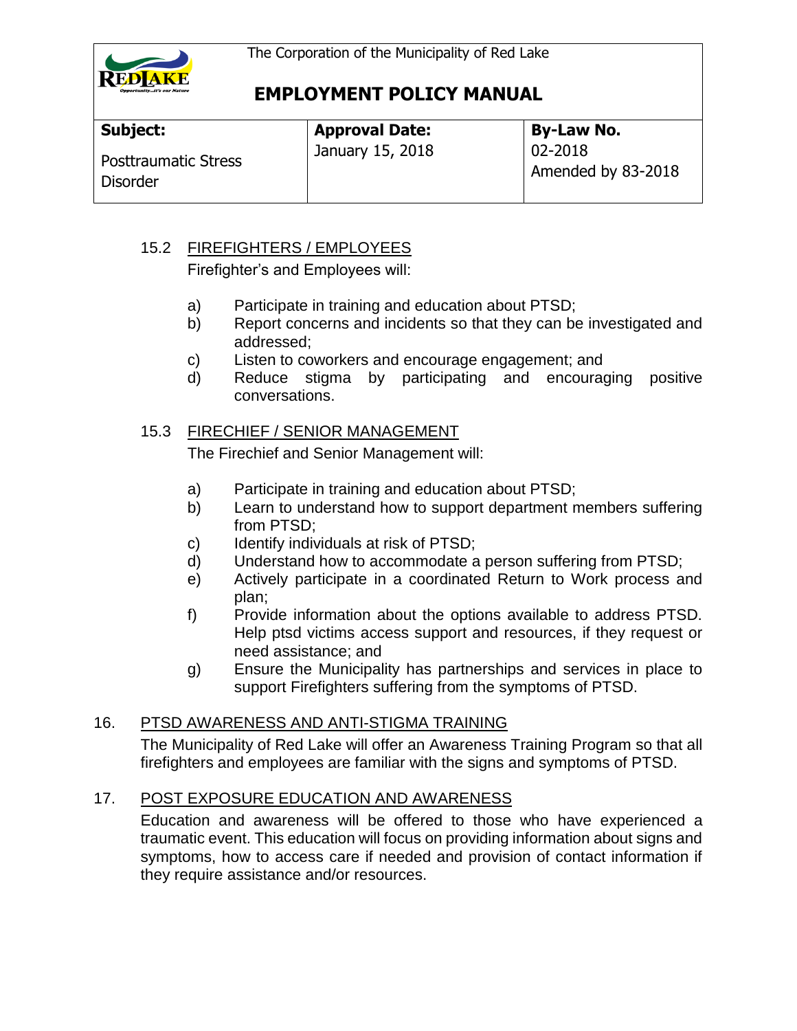| Subject: | Approval Date: | By-Law No. |
| --- | --- | --- |
| Posttraumatic Stress Disorder | January 15, 2018 | 02-2018 Amended by 83-2018 |

### 15.2 FIREFIGHTERS / EMPLOYEES

Firefighter's and Employees will:

a) Participate in training and education about PTSD;
b) Report concerns and incidents so that they can be investigated and addressed;
c) Listen to coworkers and encourage engagement; and
d) Reduce stigma by participating and encouraging positive conversations.

### 15.3 FIRECHIEF / SENIOR MANAGEMENT

The Firechief and Senior Management will:

a) Participate in training and education about PTSD;
b) Learn to understand how to support department members suffering from PTSD;
c) Identify individuals at risk of PTSD;
d) Understand how to accommodate a person suffering from PTSD;
e) Actively participate in a coordinated Return to Work process and plan;
f) Provide information about the options available to address PTSD. Help ptsd victims access support and resources, if they request or need assistance; and
g) Ensure the Municipality has partnerships and services in place to support Firefighters suffering from the symptoms of PTSD.

## 16. PTSD AWARENESS AND ANTI-STIGMA TRAINING

The Municipality of Red Lake will offer an Awareness Training Program so that all firefighters and employees are familiar with the signs and symptoms of PTSD.

## 17. POST EXPOSURE EDUCATION AND AWARENESS

Education and awareness will be offered to those who have experienced a traumatic event. This education will focus on providing information about signs and symptoms, how to access care if needed and provision of contact information if they require assistance and/or resources.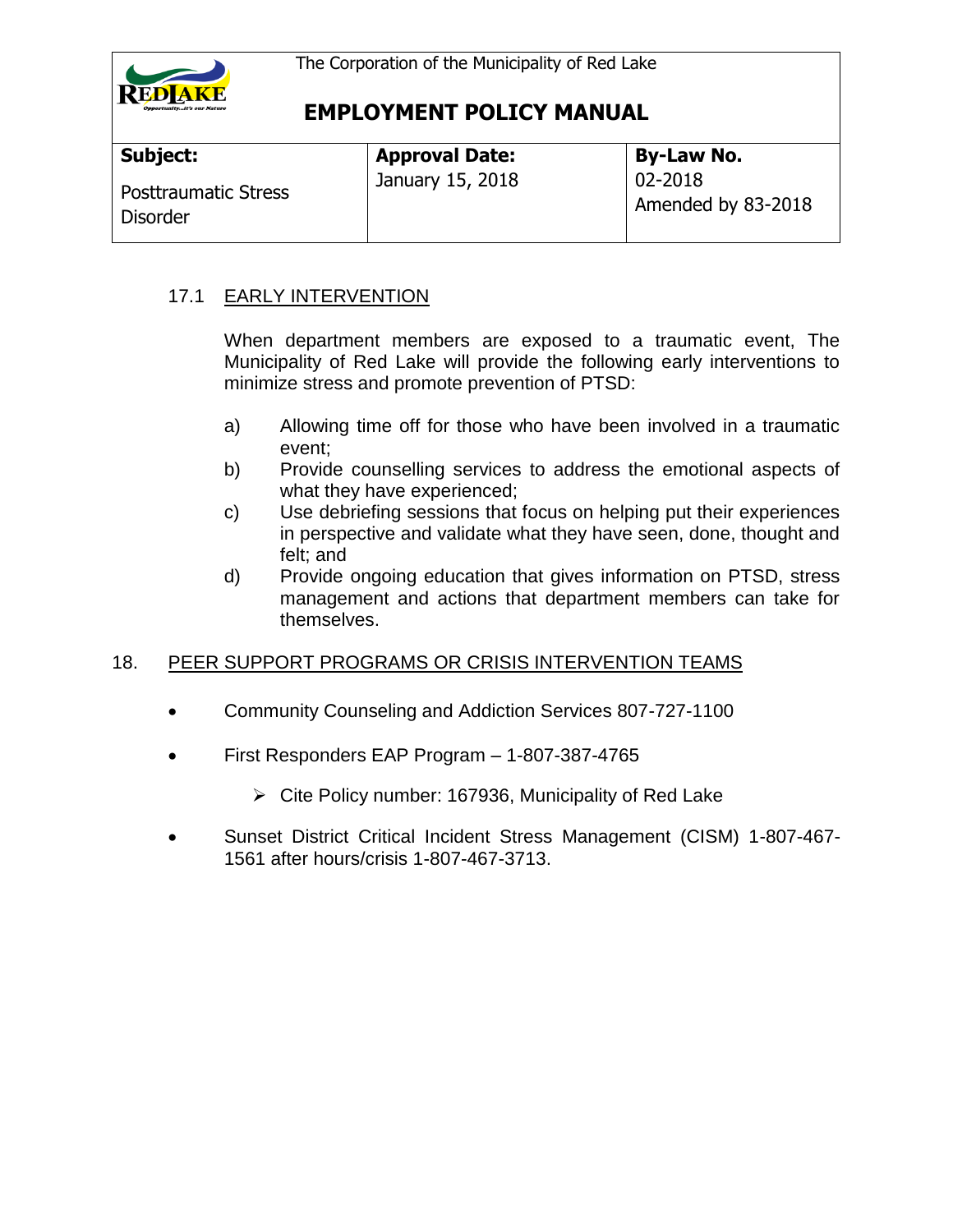The Corporation of the Municipality of Red Lake

# EMPLOYMENT POLICY MANUAL

| **Subject:** | **Approval Date:** | **By-Law No.** |
|---|---|---|
| Posttraumatic Stress Disorder | January 15, 2018 | 02-2018<br>Amended by 83-2018 |

17.1 EARLY INTERVENTION

When department members are exposed to a traumatic event, The Municipality of Red Lake will provide the following early interventions to minimize stress and promote prevention of PTSD:

a) Allowing time off for those who have been involved in a traumatic event;
b) Provide counselling services to address the emotional aspects of what they have experienced;
c) Use debriefing sessions that focus on helping put their experiences in perspective and validate what they have seen, done, thought and felt; and
d) Provide ongoing education that gives information on PTSD, stress management and actions that department members can take for themselves.

## 18. PEER SUPPORT PROGRAMS OR CRISIS INTERVENTION TEAMS

- Community Counseling and Addiction Services 807-727-1100
- First Responders EAP Program – 1-807-387-4765
  - Cite Policy number: 167936, Municipality of Red Lake
- Sunset District Critical Incident Stress Management (CISM) 1-807-467-1561 after hours/crisis 1-807-467-3713.